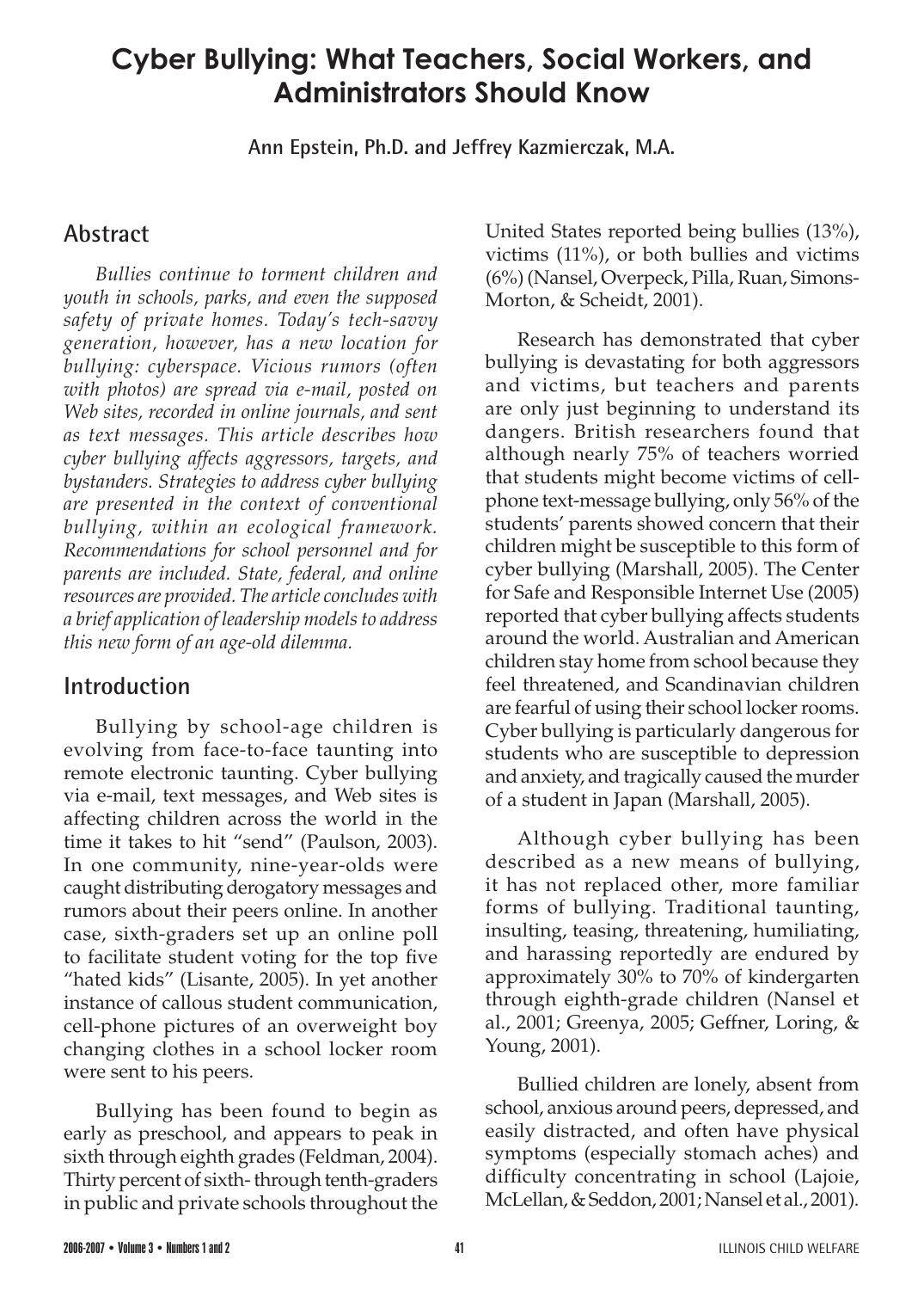# Cyber Bullying: What Teachers, Social Workers, and Administrators Should Know

**Ann Epstein, Ph.D. and Jeffrey Kazmierczak, M.A.**

## Abstract

*Bullies continue to torment children and youth in schools, parks, and even the supposed safety of private homes. Today's tech-savvy generation, however, has a new location for bullying: cyberspace. Vicious rumors (often with photos) are spread via e-mail, posted on Web sites, recorded in online journals, and sent as text messages. This article describes how cyber bullying affects aggressors, targets, and bystanders. Strategies to address cyber bullying are presented in the context of conventional bullying, within an ecological framework. Recommendations for school personnel and for parents are included. State, federal, and online resources are provided. The article concludes with a brief application of leadership models to address this new form of an age-old dilemma.*

## Introduction

Bullying by school-age children is evolving from face-to-face taunting into remote electronic taunting. Cyber bullying via e-mail, text messages, and Web sites is affecting children across the world in the time it takes to hit "send" (Paulson, 2003). In one community, nine-year-olds were caught distributing derogatory messages and rumors about their peers online. In another case, sixth-graders set up an online poll to facilitate student voting for the top five "hated kids" (Lisante, 2005). In yet another instance of callous student communication, cell-phone pictures of an overweight boy changing clothes in a school locker room were sent to his peers.

Bullying has been found to begin as early as preschool, and appears to peak in sixth through eighth grades (Feldman, 2004). Thirty percent of sixth- through tenth-graders in public and private schools throughout the United States reported being bullies (13%), victims (11%), or both bullies and victims (6%) (Nansel, Overpeck, Pilla, Ruan, Simons-Morton, & Scheidt, 2001).

Research has demonstrated that cyber bullying is devastating for both aggressors and victims, but teachers and parents are only just beginning to understand its dangers. British researchers found that although nearly 75% of teachers worried that students might become victims of cell-phone text-message bullying, only 56% of the students' parents showed concern that their children might be susceptible to this form of cyber bullying (Marshall, 2005). The Center for Safe and Responsible Internet Use (2005) reported that cyber bullying affects students around the world. Australian and American children stay home from school because they feel threatened, and Scandinavian children are fearful of using their school locker rooms. Cyber bullying is particularly dangerous for students who are susceptible to depression and anxiety, and tragically caused the murder of a student in Japan (Marshall, 2005).

Although cyber bullying has been described as a new means of bullying, it has not replaced other, more familiar forms of bullying. Traditional taunting, insulting, teasing, threatening, humiliating, and harassing reportedly are endured by approximately 30% to 70% of kindergarten through eighth-grade children (Nansel et al., 2001; Greenya, 2005; Geffner, Loring, & Young, 2001).

Bullied children are lonely, absent from school, anxious around peers, depressed, and easily distracted, and often have physical symptoms (especially stomach aches) and difficulty concentrating in school (Lajoie, McLellan, & Seddon, 2001; Nansel et al., 2001).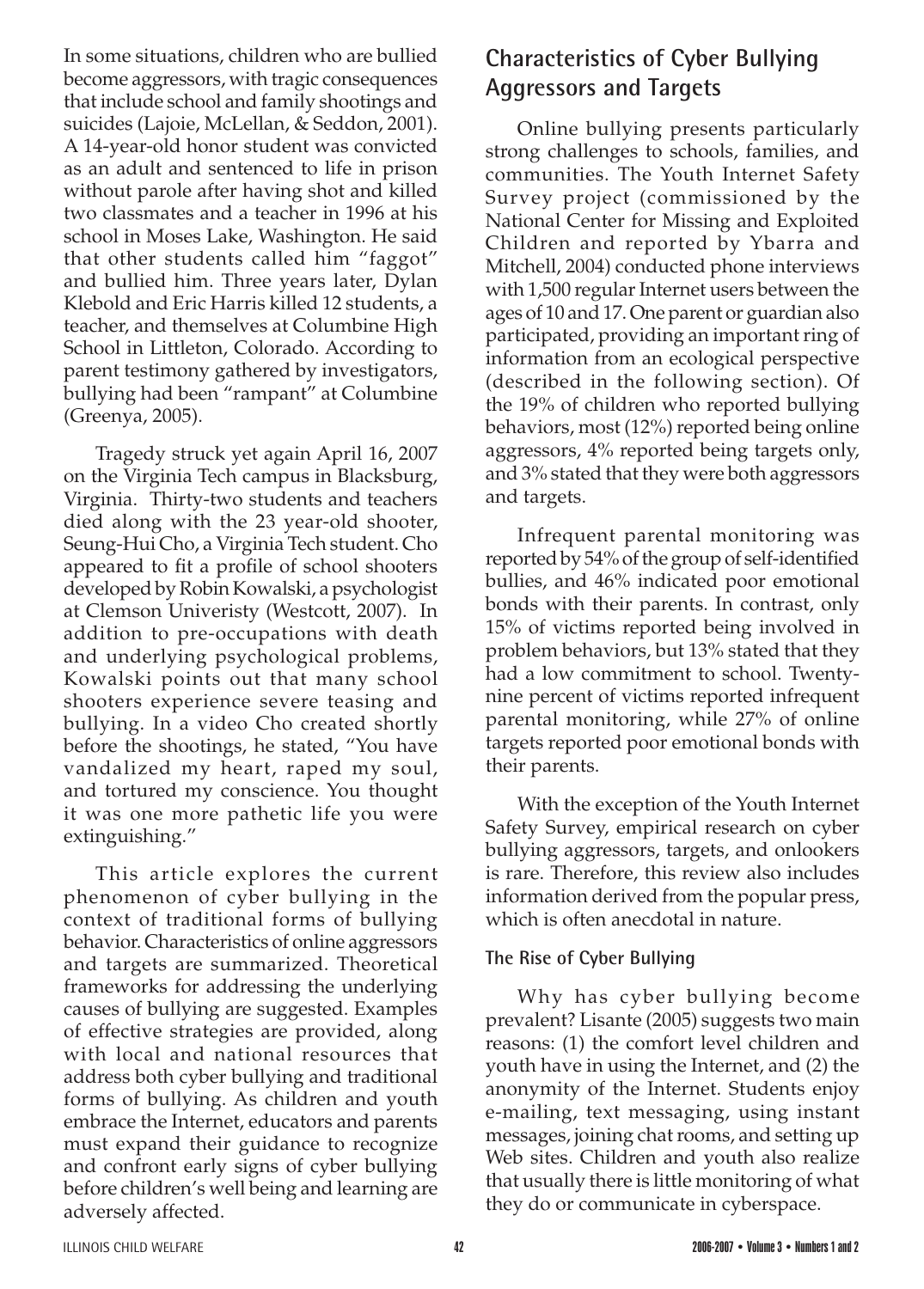In some situations, children who are bullied become aggressors, with tragic consequences that include school and family shootings and suicides (Lajoie, McLellan, & Seddon, 2001). A 14-year-old honor student was convicted as an adult and sentenced to life in prison without parole after having shot and killed two classmates and a teacher in 1996 at his school in Moses Lake, Washington. He said that other students called him "faggot" and bullied him. Three years later, Dylan Klebold and Eric Harris killed 12 students, a teacher, and themselves at Columbine High School in Littleton, Colorado. According to parent testimony gathered by investigators, bullying had been "rampant" at Columbine (Greenya, 2005).

Tragedy struck yet again April 16, 2007 on the Virginia Tech campus in Blacksburg, Virginia. Thirty-two students and teachers died along with the 23 year-old shooter, Seung-Hui Cho, a Virginia Tech student. Cho appeared to fit a profile of school shooters developed by Robin Kowalski, a psychologist at Clemson Univeristy (Westcott, 2007). In addition to pre-occupations with death and underlying psychological problems, Kowalski points out that many school shooters experience severe teasing and bullying. In a video Cho created shortly before the shootings, he stated, "You have vandalized my heart, raped my soul, and tortured my conscience. You thought it was one more pathetic life you were extinguishing."

This article explores the current phenomenon of cyber bullying in the context of traditional forms of bullying behavior. Characteristics of online aggressors and targets are summarized. Theoretical frameworks for addressing the underlying causes of bullying are suggested. Examples of effective strategies are provided, along with local and national resources that address both cyber bullying and traditional forms of bullying. As children and youth embrace the Internet, educators and parents must expand their guidance to recognize and confront early signs of cyber bullying before children's well being and learning are adversely affected.

## Characteristics of Cyber Bullying Aggressors and Targets

Online bullying presents particularly strong challenges to schools, families, and communities. The Youth Internet Safety Survey project (commissioned by the National Center for Missing and Exploited Children and reported by Ybarra and Mitchell, 2004) conducted phone interviews with 1,500 regular Internet users between the ages of 10 and 17. One parent or guardian also participated, providing an important ring of information from an ecological perspective (described in the following section). Of the 19% of children who reported bullying behaviors, most (12%) reported being online aggressors, 4% reported being targets only, and 3% stated that they were both aggressors and targets.

Infrequent parental monitoring was reported by 54% of the group of self-identified bullies, and 46% indicated poor emotional bonds with their parents. In contrast, only 15% of victims reported being involved in problem behaviors, but 13% stated that they had a low commitment to school. Twenty-nine percent of victims reported infrequent parental monitoring, while 27% of online targets reported poor emotional bonds with their parents.

With the exception of the Youth Internet Safety Survey, empirical research on cyber bullying aggressors, targets, and onlookers is rare. Therefore, this review also includes information derived from the popular press, which is often anecdotal in nature.

### The Rise of Cyber Bullying

Why has cyber bullying become prevalent? Lisante (2005) suggests two main reasons: (1) the comfort level children and youth have in using the Internet, and (2) the anonymity of the Internet. Students enjoy e-mailing, text messaging, using instant messages, joining chat rooms, and setting up Web sites. Children and youth also realize that usually there is little monitoring of what they do or communicate in cyberspace.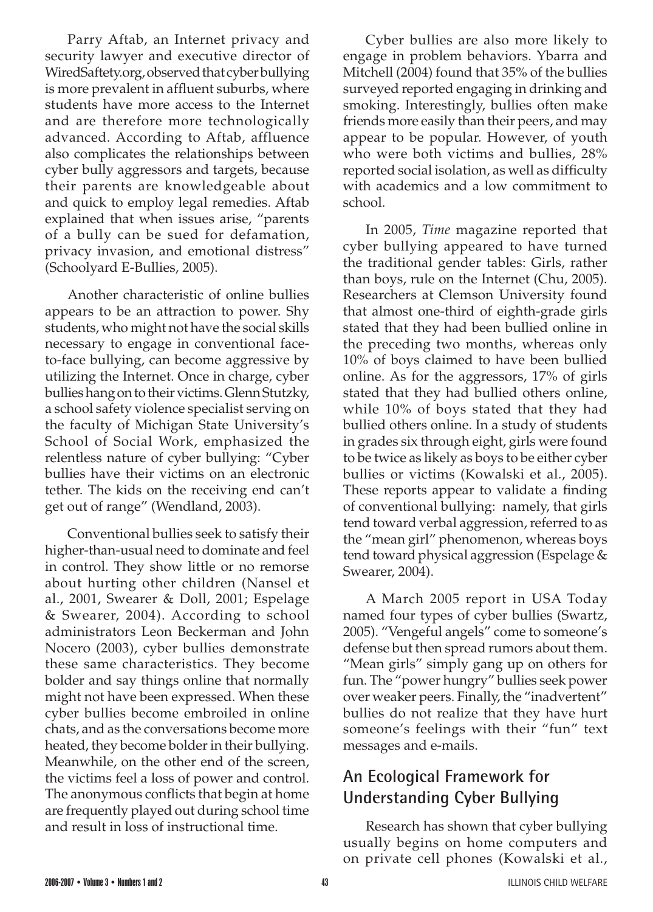Parry Aftab, an Internet privacy and security lawyer and executive director of WiredSaftety.org, observed that cyber bullying is more prevalent in affluent suburbs, where students have more access to the Internet and are therefore more technologically advanced. According to Aftab, affluence also complicates the relationships between cyber bully aggressors and targets, because their parents are knowledgeable about and quick to employ legal remedies. Aftab explained that when issues arise, "parents of a bully can be sued for defamation, privacy invasion, and emotional distress" (Schoolyard E-Bullies, 2005).

Another characteristic of online bullies appears to be an attraction to power. Shy students, who might not have the social skills necessary to engage in conventional face-to-face bullying, can become aggressive by utilizing the Internet. Once in charge, cyber bullies hang on to their victims. Glenn Stutzky, a school safety violence specialist serving on the faculty of Michigan State University's School of Social Work, emphasized the relentless nature of cyber bullying: "Cyber bullies have their victims on an electronic tether. The kids on the receiving end can't get out of range" (Wendland, 2003).

Conventional bullies seek to satisfy their higher-than-usual need to dominate and feel in control. They show little or no remorse about hurting other children (Nansel et al., 2001, Swearer & Doll, 2001; Espelage & Swearer, 2004). According to school administrators Leon Beckerman and John Nocero (2003), cyber bullies demonstrate these same characteristics. They become bolder and say things online that normally might not have been expressed. When these cyber bullies become embroiled in online chats, and as the conversations become more heated, they become bolder in their bullying. Meanwhile, on the other end of the screen, the victims feel a loss of power and control. The anonymous conflicts that begin at home are frequently played out during school time and result in loss of instructional time.

Cyber bullies are also more likely to engage in problem behaviors. Ybarra and Mitchell (2004) found that 35% of the bullies surveyed reported engaging in drinking and smoking. Interestingly, bullies often make friends more easily than their peers, and may appear to be popular. However, of youth who were both victims and bullies, 28% reported social isolation, as well as difficulty with academics and a low commitment to school.

In 2005, *Time* magazine reported that cyber bullying appeared to have turned the traditional gender tables: Girls, rather than boys, rule on the Internet (Chu, 2005). Researchers at Clemson University found that almost one-third of eighth-grade girls stated that they had been bullied online in the preceding two months, whereas only 10% of boys claimed to have been bullied online. As for the aggressors, 17% of girls stated that they had bullied others online, while 10% of boys stated that they had bullied others online. In a study of students in grades six through eight, girls were found to be twice as likely as boys to be either cyber bullies or victims (Kowalski et al., 2005). These reports appear to validate a finding of conventional bullying: namely, that girls tend toward verbal aggression, referred to as the "mean girl" phenomenon, whereas boys tend toward physical aggression (Espelage & Swearer, 2004).

A March 2005 report in USA Today named four types of cyber bullies (Swartz, 2005). "Vengeful angels" come to someone's defense but then spread rumors about them. "Mean girls" simply gang up on others for fun. The "power hungry" bullies seek power over weaker peers. Finally, the "inadvertent" bullies do not realize that they have hurt someone's feelings with their "fun" text messages and e-mails.

## An Ecological Framework for Understanding Cyber Bullying

Research has shown that cyber bullying usually begins on home computers and on private cell phones (Kowalski et al.,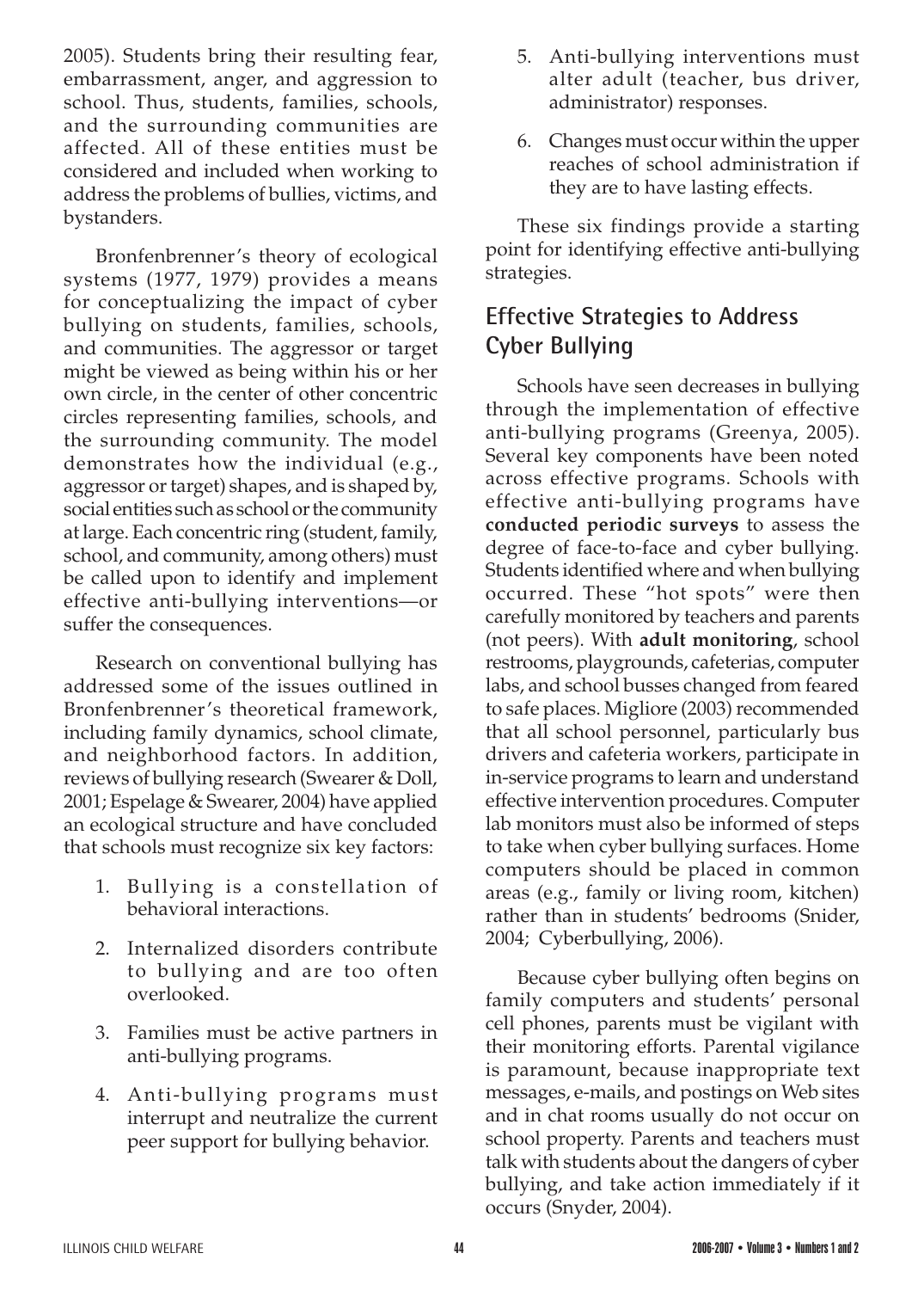2005). Students bring their resulting fear, embarrassment, anger, and aggression to school. Thus, students, families, schools, and the surrounding communities are affected. All of these entities must be considered and included when working to address the problems of bullies, victims, and bystanders.

Bronfenbrenner's theory of ecological systems (1977, 1979) provides a means for conceptualizing the impact of cyber bullying on students, families, schools, and communities. The aggressor or target might be viewed as being within his or her own circle, in the center of other concentric circles representing families, schools, and the surrounding community. The model demonstrates how the individual (e.g., aggressor or target) shapes, and is shaped by, social entities such as school or the community at large. Each concentric ring (student, family, school, and community, among others) must be called upon to identify and implement effective anti-bullying interventions—or suffer the consequences.

Research on conventional bullying has addressed some of the issues outlined in Bronfenbrenner's theoretical framework, including family dynamics, school climate, and neighborhood factors. In addition, reviews of bullying research (Swearer & Doll, 2001; Espelage & Swearer, 2004) have applied an ecological structure and have concluded that schools must recognize six key factors:

1. Bullying is a constellation of behavioral interactions.
2. Internalized disorders contribute to bullying and are too often overlooked.
3. Families must be active partners in anti-bullying programs.
4. Anti-bullying programs must interrupt and neutralize the current peer support for bullying behavior.
5. Anti-bullying interventions must alter adult (teacher, bus driver, administrator) responses.
6. Changes must occur within the upper reaches of school administration if they are to have lasting effects.

These six findings provide a starting point for identifying effective anti-bullying strategies.

## Effective Strategies to Address Cyber Bullying

Schools have seen decreases in bullying through the implementation of effective anti-bullying programs (Greenya, 2005). Several key components have been noted across effective programs. Schools with effective anti-bullying programs have **conducted periodic surveys** to assess the degree of face-to-face and cyber bullying. Students identified where and when bullying occurred. These "hot spots" were then carefully monitored by teachers and parents (not peers). With **adult monitoring**, school restrooms, playgrounds, cafeterias, computer labs, and school busses changed from feared to safe places. Migliore (2003) recommended that all school personnel, particularly bus drivers and cafeteria workers, participate in in-service programs to learn and understand effective intervention procedures. Computer lab monitors must also be informed of steps to take when cyber bullying surfaces. Home computers should be placed in common areas (e.g., family or living room, kitchen) rather than in students' bedrooms (Snider, 2004; Cyberbullying, 2006).

Because cyber bullying often begins on family computers and students' personal cell phones, parents must be vigilant with their monitoring efforts. Parental vigilance is paramount, because inappropriate text messages, e-mails, and postings on Web sites and in chat rooms usually do not occur on school property. Parents and teachers must talk with students about the dangers of cyber bullying, and take action immediately if it occurs (Snyder, 2004).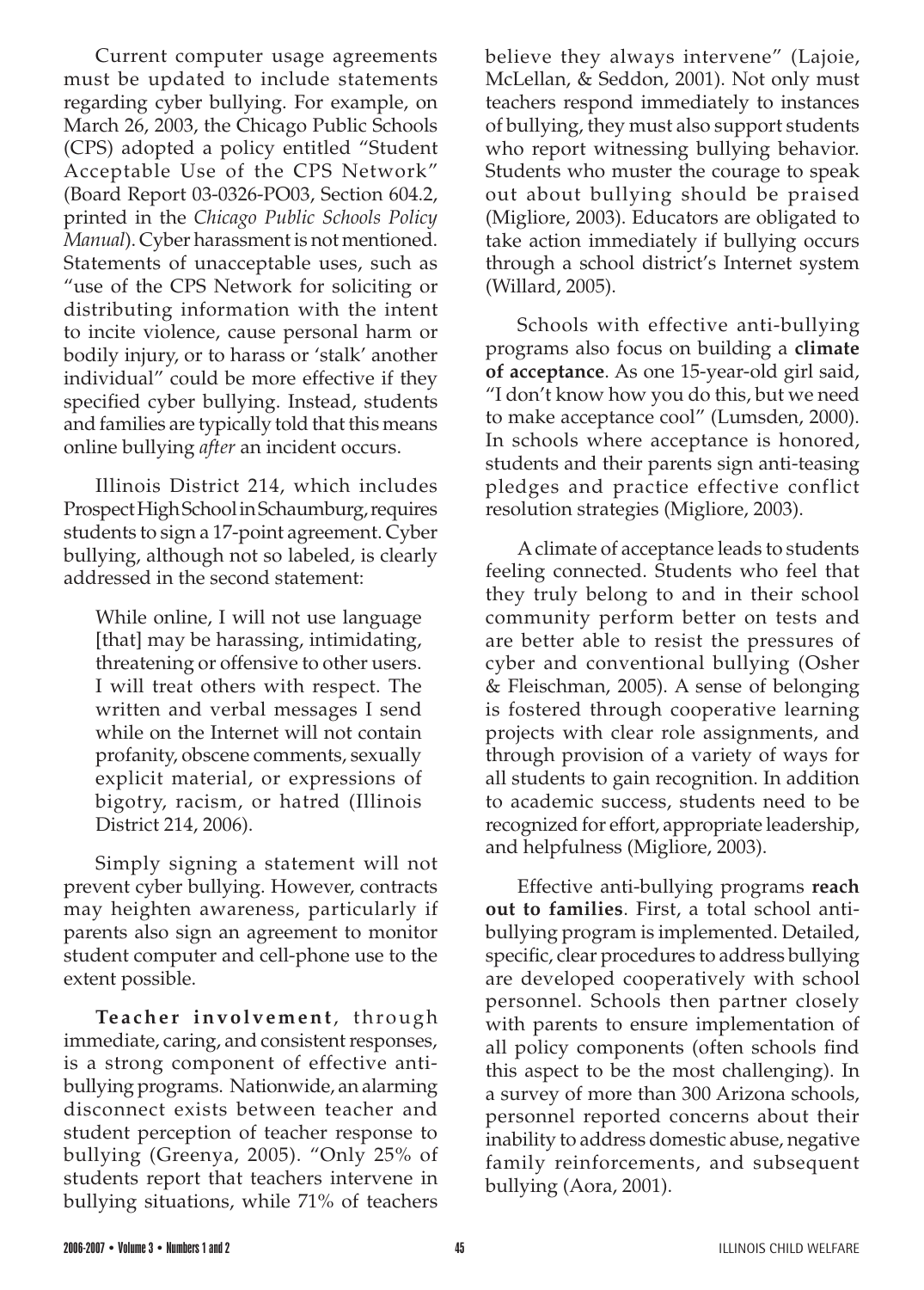Current computer usage agreements must be updated to include statements regarding cyber bullying. For example, on March 26, 2003, the Chicago Public Schools (CPS) adopted a policy entitled "Student Acceptable Use of the CPS Network" (Board Report 03-0326-PO03, Section 604.2, printed in the *Chicago Public Schools Policy Manual*). Cyber harassment is not mentioned. Statements of unacceptable uses, such as "use of the CPS Network for soliciting or distributing information with the intent to incite violence, cause personal harm or bodily injury, or to harass or 'stalk' another individual" could be more effective if they specified cyber bullying. Instead, students and families are typically told that this means online bullying *after* an incident occurs.

Illinois District 214, which includes Prospect High School in Schaumburg, requires students to sign a 17-point agreement. Cyber bullying, although not so labeled, is clearly addressed in the second statement:

> While online, I will not use language [that] may be harassing, intimidating, threatening or offensive to other users. I will treat others with respect. The written and verbal messages I send while on the Internet will not contain profanity, obscene comments, sexually explicit material, or expressions of bigotry, racism, or hatred (Illinois District 214, 2006).

Simply signing a statement will not prevent cyber bullying. However, contracts may heighten awareness, particularly if parents also sign an agreement to monitor student computer and cell-phone use to the extent possible.

**Teacher involvement**, through immediate, caring, and consistent responses, is a strong component of effective anti-bullying programs. Nationwide, an alarming disconnect exists between teacher and student perception of teacher response to bullying (Greenya, 2005). "Only 25% of students report that teachers intervene in bullying situations, while 71% of teachers believe they always intervene" (Lajoie, McLellan, & Seddon, 2001). Not only must teachers respond immediately to instances of bullying, they must also support students who report witnessing bullying behavior. Students who muster the courage to speak out about bullying should be praised (Migliore, 2003). Educators are obligated to take action immediately if bullying occurs through a school district's Internet system (Willard, 2005).

Schools with effective anti-bullying programs also focus on building a **climate of acceptance**. As one 15-year-old girl said, "I don't know how you do this, but we need to make acceptance cool" (Lumsden, 2000). In schools where acceptance is honored, students and their parents sign anti-teasing pledges and practice effective conflict resolution strategies (Migliore, 2003).

A climate of acceptance leads to students feeling connected. Students who feel that they truly belong to and in their school community perform better on tests and are better able to resist the pressures of cyber and conventional bullying (Osher & Fleischman, 2005). A sense of belonging is fostered through cooperative learning projects with clear role assignments, and through provision of a variety of ways for all students to gain recognition. In addition to academic success, students need to be recognized for effort, appropriate leadership, and helpfulness (Migliore, 2003).

Effective anti-bullying programs **reach out to families**. First, a total school anti-bullying program is implemented. Detailed, specific, clear procedures to address bullying are developed cooperatively with school personnel. Schools then partner closely with parents to ensure implementation of all policy components (often schools find this aspect to be the most challenging). In a survey of more than 300 Arizona schools, personnel reported concerns about their inability to address domestic abuse, negative family reinforcements, and subsequent bullying (Aora, 2001).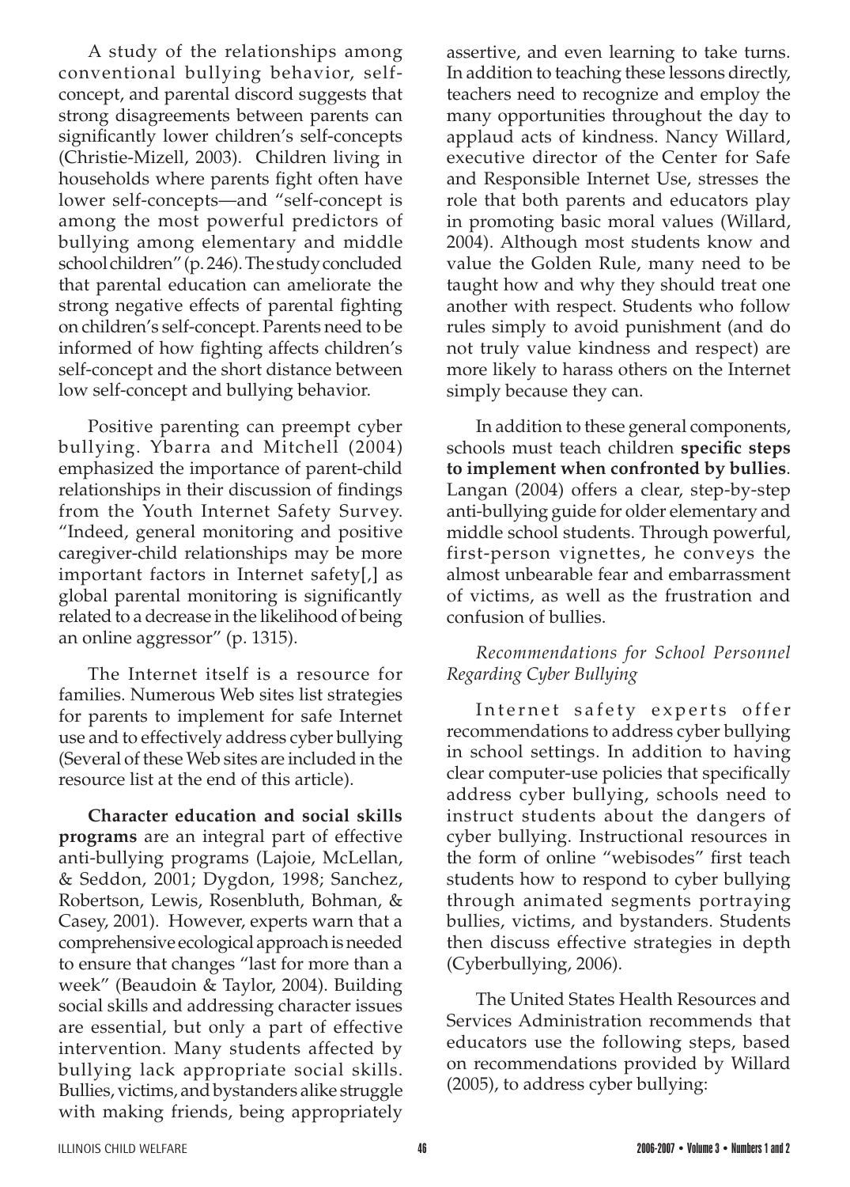A study of the relationships among conventional bullying behavior, self-concept, and parental discord suggests that strong disagreements between parents can significantly lower children's self-concepts (Christie-Mizell, 2003). Children living in households where parents fight often have lower self-concepts—and "self-concept is among the most powerful predictors of bullying among elementary and middle school children" (p. 246). The study concluded that parental education can ameliorate the strong negative effects of parental fighting on children's self-concept. Parents need to be informed of how fighting affects children's self-concept and the short distance between low self-concept and bullying behavior.

Positive parenting can preempt cyber bullying. Ybarra and Mitchell (2004) emphasized the importance of parent-child relationships in their discussion of findings from the Youth Internet Safety Survey. "Indeed, general monitoring and positive caregiver-child relationships may be more important factors in Internet safety[,] as global parental monitoring is significantly related to a decrease in the likelihood of being an online aggressor" (p. 1315).

The Internet itself is a resource for families. Numerous Web sites list strategies for parents to implement for safe Internet use and to effectively address cyber bullying (Several of these Web sites are included in the resource list at the end of this article).

**Character education and social skills programs** are an integral part of effective anti-bullying programs (Lajoie, McLellan, & Seddon, 2001; Dygdon, 1998; Sanchez, Robertson, Lewis, Rosenbluth, Bohman, & Casey, 2001). However, experts warn that a comprehensive ecological approach is needed to ensure that changes "last for more than a week" (Beaudoin & Taylor, 2004). Building social skills and addressing character issues are essential, but only a part of effective intervention. Many students affected by bullying lack appropriate social skills. Bullies, victims, and bystanders alike struggle with making friends, being appropriately assertive, and even learning to take turns. In addition to teaching these lessons directly, teachers need to recognize and employ the many opportunities throughout the day to applaud acts of kindness. Nancy Willard, executive director of the Center for Safe and Responsible Internet Use, stresses the role that both parents and educators play in promoting basic moral values (Willard, 2004). Although most students know and value the Golden Rule, many need to be taught how and why they should treat one another with respect. Students who follow rules simply to avoid punishment (and do not truly value kindness and respect) are more likely to harass others on the Internet simply because they can.

In addition to these general components, schools must teach children **specific steps to implement when confronted by bullies**. Langan (2004) offers a clear, step-by-step anti-bullying guide for older elementary and middle school students. Through powerful, first-person vignettes, he conveys the almost unbearable fear and embarrassment of victims, as well as the frustration and confusion of bullies.

*Recommendations for School Personnel Regarding Cyber Bullying*

Internet safety experts offer recommendations to address cyber bullying in school settings. In addition to having clear computer-use policies that specifically address cyber bullying, schools need to instruct students about the dangers of cyber bullying. Instructional resources in the form of online "webisodes" first teach students how to respond to cyber bullying through animated segments portraying bullies, victims, and bystanders. Students then discuss effective strategies in depth (Cyberbullying, 2006).

The United States Health Resources and Services Administration recommends that educators use the following steps, based on recommendations provided by Willard (2005), to address cyber bullying: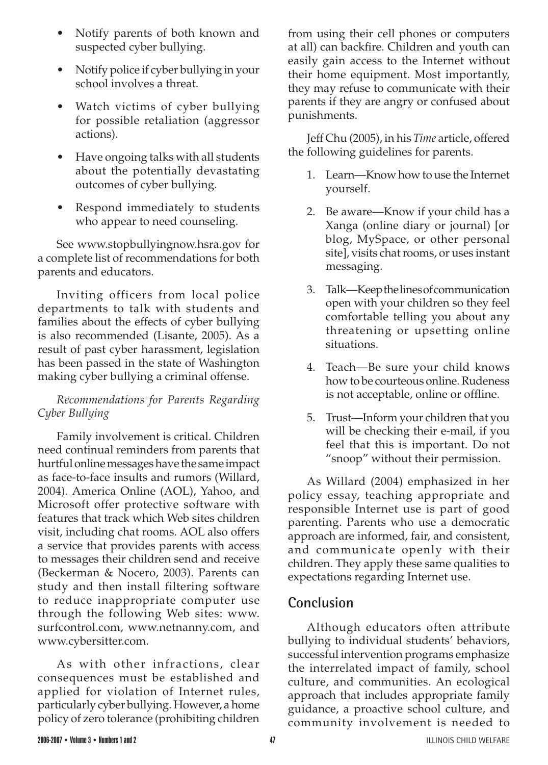- Notify parents of both known and suspected cyber bullying.
- Notify police if cyber bullying in your school involves a threat.
- Watch victims of cyber bullying for possible retaliation (aggressor actions).
- Have ongoing talks with all students about the potentially devastating outcomes of cyber bullying.
- Respond immediately to students who appear to need counseling.

See www.stopbullyingnow.hsra.gov for a complete list of recommendations for both parents and educators.

Inviting officers from local police departments to talk with students and families about the effects of cyber bullying is also recommended (Lisante, 2005). As a result of past cyber harassment, legislation has been passed in the state of Washington making cyber bullying a criminal offense.

*Recommendations for Parents Regarding Cyber Bullying*

Family involvement is critical. Children need continual reminders from parents that hurtful online messages have the same impact as face-to-face insults and rumors (Willard, 2004). America Online (AOL), Yahoo, and Microsoft offer protective software with features that track which Web sites children visit, including chat rooms. AOL also offers a service that provides parents with access to messages their children send and receive (Beckerman & Nocero, 2003). Parents can study and then install filtering software to reduce inappropriate computer use through the following Web sites: www.surfcontrol.com, www.netnanny.com, and www.cybersitter.com.

As with other infractions, clear consequences must be established and applied for violation of Internet rules, particularly cyber bullying. However, a home policy of zero tolerance (prohibiting children from using their cell phones or computers at all) can backfire. Children and youth can easily gain access to the Internet without their home equipment. Most importantly, they may refuse to communicate with their parents if they are angry or confused about punishments.

Jeff Chu (2005), in his *Time* article, offered the following guidelines for parents.

1. Learn—Know how to use the Internet yourself.
2. Be aware—Know if your child has a Xanga (online diary or journal) [or blog, MySpace, or other personal site], visits chat rooms, or uses instant messaging.
3. Talk—Keep the lines of communication open with your children so they feel comfortable telling you about any threatening or upsetting online situations.
4. Teach—Be sure your child knows how to be courteous online. Rudeness is not acceptable, online or offline.
5. Trust—Inform your children that you will be checking their e-mail, if you feel that this is important. Do not "snoop" without their permission.

As Willard (2004) emphasized in her policy essay, teaching appropriate and responsible Internet use is part of good parenting. Parents who use a democratic approach are informed, fair, and consistent, and communicate openly with their children. They apply these same qualities to expectations regarding Internet use.

## Conclusion

Although educators often attribute bullying to individual students' behaviors, successful intervention programs emphasize the interrelated impact of family, school culture, and communities. An ecological approach that includes appropriate family guidance, a proactive school culture, and community involvement is needed to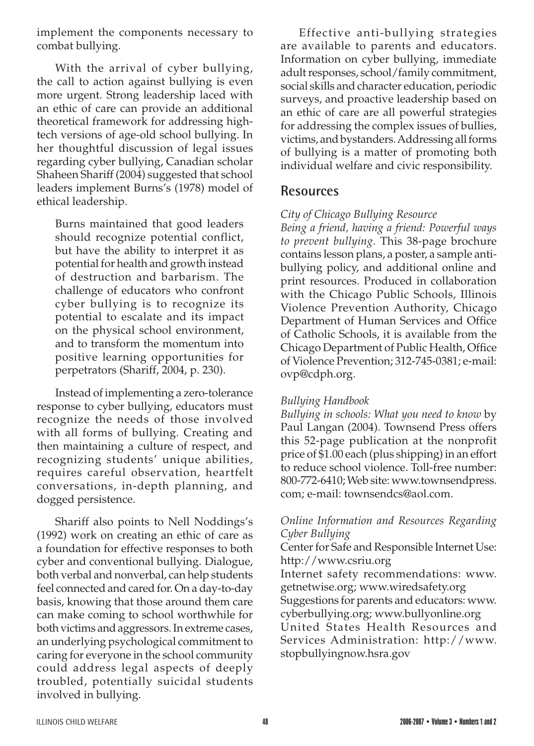implement the components necessary to combat bullying.

With the arrival of cyber bullying, the call to action against bullying is even more urgent. Strong leadership laced with an ethic of care can provide an additional theoretical framework for addressing high-tech versions of age-old school bullying. In her thoughtful discussion of legal issues regarding cyber bullying, Canadian scholar Shaheen Shariff (2004) suggested that school leaders implement Burns's (1978) model of ethical leadership.

> Burns maintained that good leaders should recognize potential conflict, but have the ability to interpret it as potential for health and growth instead of destruction and barbarism. The challenge of educators who confront cyber bullying is to recognize its potential to escalate and its impact on the physical school environment, and to transform the momentum into positive learning opportunities for perpetrators (Shariff, 2004, p. 230).

Instead of implementing a zero-tolerance response to cyber bullying, educators must recognize the needs of those involved with all forms of bullying. Creating and then maintaining a culture of respect, and recognizing students' unique abilities, requires careful observation, heartfelt conversations, in-depth planning, and dogged persistence.

Shariff also points to Nell Noddings's (1992) work on creating an ethic of care as a foundation for effective responses to both cyber and conventional bullying. Dialogue, both verbal and nonverbal, can help students feel connected and cared for. On a day-to-day basis, knowing that those around them care can make coming to school worthwhile for both victims and aggressors. In extreme cases, an underlying psychological commitment to caring for everyone in the school community could address legal aspects of deeply troubled, potentially suicidal students involved in bullying.

Effective anti-bullying strategies are available to parents and educators. Information on cyber bullying, immediate adult responses, school/family commitment, social skills and character education, periodic surveys, and proactive leadership based on an ethic of care are all powerful strategies for addressing the complex issues of bullies, victims, and bystanders. Addressing all forms of bullying is a matter of promoting both individual welfare and civic responsibility.

## Resources

*City of Chicago Bullying Resource*
*Being a friend, having a friend: Powerful ways to prevent bullying.* This 38-page brochure contains lesson plans, a poster, a sample anti-bullying policy, and additional online and print resources. Produced in collaboration with the Chicago Public Schools, Illinois Violence Prevention Authority, Chicago Department of Human Services and Office of Catholic Schools, it is available from the Chicago Department of Public Health, Office of Violence Prevention; 312-745-0381; e-mail: ovp@cdph.org.

*Bullying Handbook*
*Bullying in schools: What you need to know* by Paul Langan (2004). Townsend Press offers this 52-page publication at the nonprofit price of $1.00 each (plus shipping) in an effort to reduce school violence. Toll-free number: 800-772-6410; Web site: www.townsendpress.com; e-mail: townsendcs@aol.com.

*Online Information and Resources Regarding Cyber Bullying*
Center for Safe and Responsible Internet Use: http://www.csriu.org
Internet safety recommendations: www.getnetwise.org; www.wiredsafety.org
Suggestions for parents and educators: www.cyberbullying.org; www.bullyonline.org
United States Health Resources and Services Administration: http://www.stopbullyingnow.hsra.gov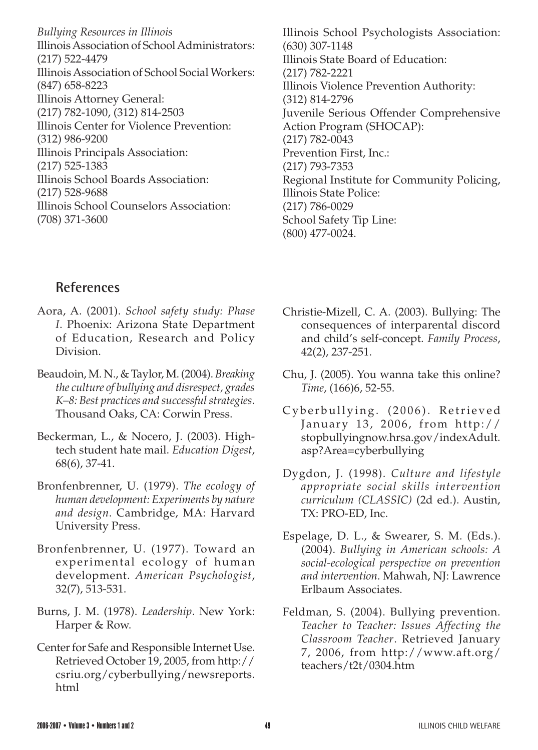*Bullying Resources in Illinois*
Illinois Association of School Administrators: (217) 522-4479
Illinois Association of School Social Workers: (847) 658-8223
Illinois Attorney General: (217) 782-1090, (312) 814-2503
Illinois Center for Violence Prevention: (312) 986-9200
Illinois Principals Association: (217) 525-1383
Illinois School Boards Association: (217) 528-9688
Illinois School Counselors Association: (708) 371-3600
Illinois School Psychologists Association: (630) 307-1148
Illinois State Board of Education: (217) 782-2221
Illinois Violence Prevention Authority: (312) 814-2796
Juvenile Serious Offender Comprehensive Action Program (SHOCAP): (217) 782-0043
Prevention First, Inc.: (217) 793-7353
Regional Institute for Community Policing, Illinois State Police: (217) 786-0029
School Safety Tip Line: (800) 477-0024.

## References

Aora, A. (2001). *School safety study: Phase I*. Phoenix: Arizona State Department of Education, Research and Policy Division.

Beaudoin, M. N., & Taylor, M. (2004). *Breaking the culture of bullying and disrespect, grades K–8: Best practices and successful strategies*. Thousand Oaks, CA: Corwin Press.

Beckerman, L., & Nocero, J. (2003). High-tech student hate mail. *Education Digest*, 68(6), 37-41.

Bronfenbrenner, U. (1979). *The ecology of human development: Experiments by nature and design*. Cambridge, MA: Harvard University Press.

Bronfenbrenner, U. (1977). Toward an experimental ecology of human development. *American Psychologist*, 32(7), 513-531.

Burns, J. M. (1978). *Leadership*. New York: Harper & Row.

Center for Safe and Responsible Internet Use. Retrieved October 19, 2005, from http://csriu.org/cyberbullying/newsreports.html

Christie-Mizell, C. A. (2003). Bullying: The consequences of interparental discord and child's self-concept. *Family Process*, 42(2), 237-251.

Chu, J. (2005). You wanna take this online? *Time*, (166)6, 52-55.

Cyberbullying. (2006). Retrieved January 13, 2006, from http://stopbullyingnow.hrsa.gov/indexAdult.asp?Area=cyberbullying

Dygdon, J. (1998). *Culture and lifestyle appropriate social skills intervention curriculum (CLASSIC)* (2d ed.). Austin, TX: PRO-ED, Inc.

Espelage, D. L., & Swearer, S. M. (Eds.). (2004). *Bullying in American schools: A social-ecological perspective on prevention and intervention*. Mahwah, NJ: Lawrence Erlbaum Associates.

Feldman, S. (2004). Bullying prevention. *Teacher to Teacher: Issues Affecting the Classroom Teacher*. Retrieved January 7, 2006, from http://www.aft.org/teachers/t2t/0304.htm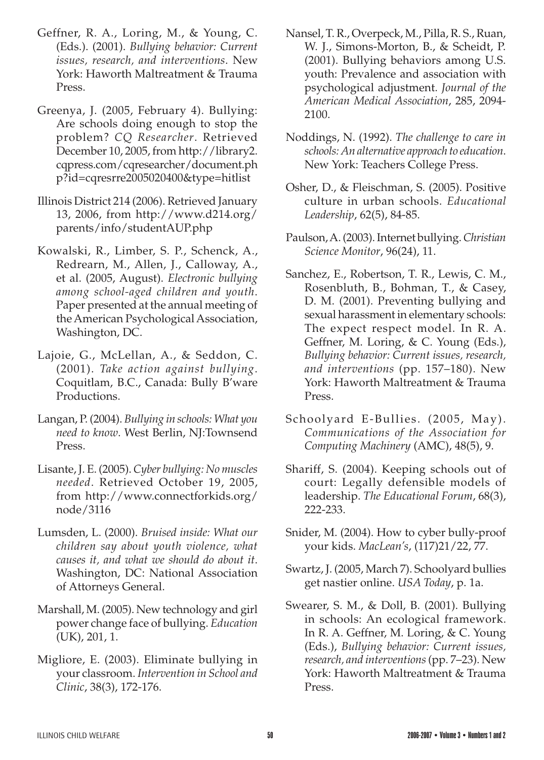Geffner, R. A., Loring, M., & Young, C. (Eds.). (2001). *Bullying behavior: Current issues, research, and interventions*. New York: Haworth Maltreatment & Trauma Press.

Greenya, J. (2005, February 4). Bullying: Are schools doing enough to stop the problem? *CQ Researcher*. Retrieved December 10, 2005, from http://library2.cqpress.com/cqresearcher/document.php?id=cqresrre2005020400&type=hitlist

Illinois District 214 (2006). Retrieved January 13, 2006, from http://www.d214.org/parents/info/studentAUP.php

Kowalski, R., Limber, S. P., Schenck, A., Redrearn, M., Allen, J., Calloway, A., et al. (2005, August). *Electronic bullying among school-aged children and youth*. Paper presented at the annual meeting of the American Psychological Association, Washington, DC.

Lajoie, G., McLellan, A., & Seddon, C. (2001). *Take action against bullying*. Coquitlam, B.C., Canada: Bully B'ware Productions.

Langan, P. (2004). *Bullying in schools: What you need to know*. West Berlin, NJ:Townsend Press.

Lisante, J. E. (2005). *Cyber bullying: No muscles needed*. Retrieved October 19, 2005, from http://www.connectforkids.org/node/3116

Lumsden, L. (2000). *Bruised inside: What our children say about youth violence, what causes it, and what we should do about it*. Washington, DC: National Association of Attorneys General.

Marshall, M. (2005). New technology and girl power change face of bullying. *Education* (UK), 201, 1.

Migliore, E. (2003). Eliminate bullying in your classroom. *Intervention in School and Clinic*, 38(3), 172-176.

Nansel, T. R., Overpeck, M., Pilla, R. S., Ruan, W. J., Simons-Morton, B., & Scheidt, P. (2001). Bullying behaviors among U.S. youth: Prevalence and association with psychological adjustment. *Journal of the American Medical Association*, 285, 2094-2100.

Noddings, N. (1992). *The challenge to care in schools: An alternative approach to education*. New York: Teachers College Press.

Osher, D., & Fleischman, S. (2005). Positive culture in urban schools. *Educational Leadership*, 62(5), 84-85.

Paulson, A. (2003). Internet bullying. *Christian Science Monitor*, 96(24), 11.

Sanchez, E., Robertson, T. R., Lewis, C. M., Rosenbluth, B., Bohman, T., & Casey, D. M. (2001). Preventing bullying and sexual harassment in elementary schools: The expect respect model. In R. A. Geffner, M. Loring, & C. Young (Eds.), *Bullying behavior: Current issues, research, and interventions* (pp. 157–180). New York: Haworth Maltreatment & Trauma Press.

Schoolyard E-Bullies. (2005, May). *Communications of the Association for Computing Machinery* (AMC), 48(5), 9.

Shariff, S. (2004). Keeping schools out of court: Legally defensible models of leadership. *The Educational Forum*, 68(3), 222-233.

Snider, M. (2004). How to cyber bully-proof your kids. *MacLean's*, (117)21/22, 77.

Swartz, J. (2005, March 7). Schoolyard bullies get nastier online. *USA Today*, p. 1a.

Swearer, S. M., & Doll, B. (2001). Bullying in schools: An ecological framework. In R. A. Geffner, M. Loring, & C. Young (Eds.), *Bullying behavior: Current issues, research, and interventions* (pp. 7–23). New York: Haworth Maltreatment & Trauma Press.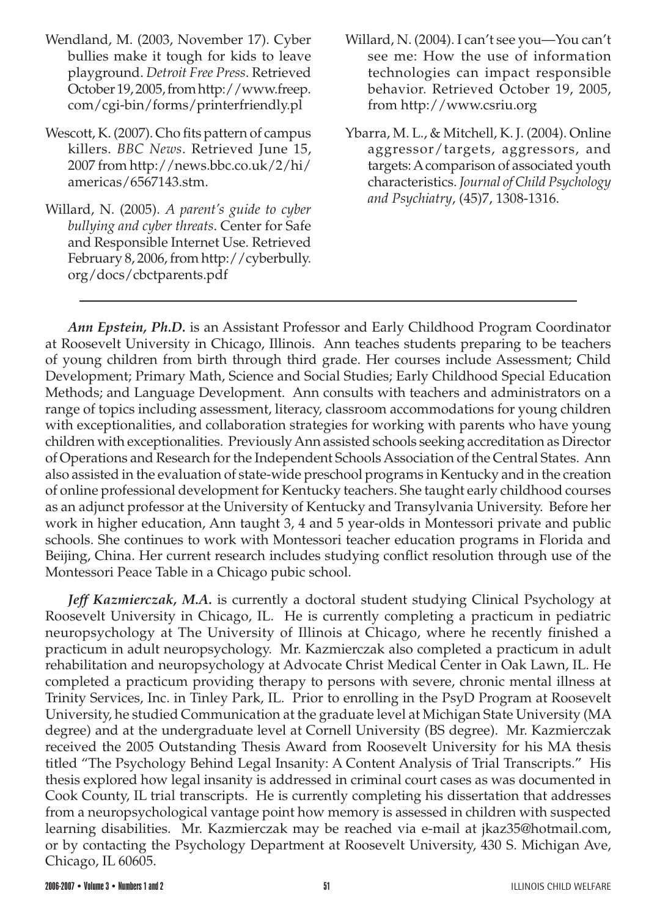Wendland, M. (2003, November 17). Cyber bullies make it tough for kids to leave playground. *Detroit Free Press*. Retrieved October 19, 2005, from http://www.freep.com/cgi-bin/forms/printerfriendly.pl

Wescott, K. (2007). Cho fits pattern of campus killers. *BBC News*. Retrieved June 15, 2007 from http://news.bbc.co.uk/2/hi/americas/6567143.stm.

Willard, N. (2005). *A parent's guide to cyber bullying and cyber threats*. Center for Safe and Responsible Internet Use. Retrieved February 8, 2006, from http://cyberbully.org/docs/cbctparents.pdf

Willard, N. (2004). I can't see you—You can't see me: How the use of information technologies can impact responsible behavior. Retrieved October 19, 2005, from http://www.csriu.org

Ybarra, M. L., & Mitchell, K. J. (2004). Online aggressor/targets, aggressors, and targets: A comparison of associated youth characteristics. *Journal of Child Psychology and Psychiatry*, (45)7, 1308-1316.

---

***Ann Epstein, Ph.D.*** is an Assistant Professor and Early Childhood Program Coordinator at Roosevelt University in Chicago, Illinois. Ann teaches students preparing to be teachers of young children from birth through third grade. Her courses include Assessment; Child Development; Primary Math, Science and Social Studies; Early Childhood Special Education Methods; and Language Development. Ann consults with teachers and administrators on a range of topics including assessment, literacy, classroom accommodations for young children with exceptionalities, and collaboration strategies for working with parents who have young children with exceptionalities. Previously Ann assisted schools seeking accreditation as Director of Operations and Research for the Independent Schools Association of the Central States. Ann also assisted in the evaluation of state-wide preschool programs in Kentucky and in the creation of online professional development for Kentucky teachers. She taught early childhood courses as an adjunct professor at the University of Kentucky and Transylvania University. Before her work in higher education, Ann taught 3, 4 and 5 year-olds in Montessori private and public schools. She continues to work with Montessori teacher education programs in Florida and Beijing, China. Her current research includes studying conflict resolution through use of the Montessori Peace Table in a Chicago pubic school.

***Jeff Kazmierczak, M.A.*** is currently a doctoral student studying Clinical Psychology at Roosevelt University in Chicago, IL. He is currently completing a practicum in pediatric neuropsychology at The University of Illinois at Chicago, where he recently finished a practicum in adult neuropsychology. Mr. Kazmierczak also completed a practicum in adult rehabilitation and neuropsychology at Advocate Christ Medical Center in Oak Lawn, IL. He completed a practicum providing therapy to persons with severe, chronic mental illness at Trinity Services, Inc. in Tinley Park, IL. Prior to enrolling in the PsyD Program at Roosevelt University, he studied Communication at the graduate level at Michigan State University (MA degree) and at the undergraduate level at Cornell University (BS degree). Mr. Kazmierczak received the 2005 Outstanding Thesis Award from Roosevelt University for his MA thesis titled "The Psychology Behind Legal Insanity: A Content Analysis of Trial Transcripts." His thesis explored how legal insanity is addressed in criminal court cases as was documented in Cook County, IL trial transcripts. He is currently completing his dissertation that addresses from a neuropsychological vantage point how memory is assessed in children with suspected learning disabilities. Mr. Kazmierczak may be reached via e-mail at jkaz35@hotmail.com, or by contacting the Psychology Department at Roosevelt University, 430 S. Michigan Ave, Chicago, IL 60605.